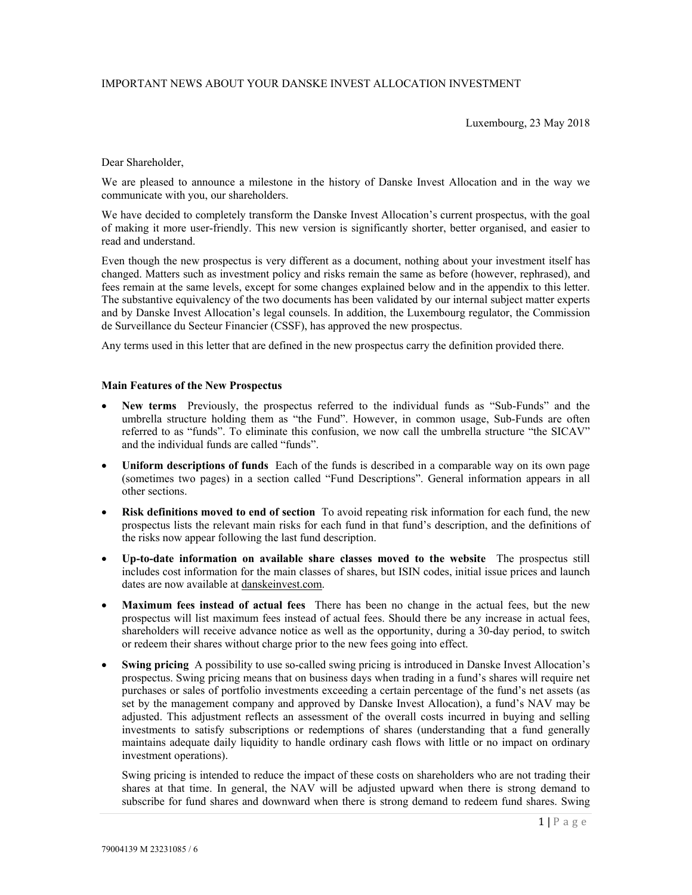IMPORTANT NEWS ABOUT YOUR DANSKE INVEST ALLOCATION INVESTMENT

Luxembourg, 23 May 2018

Dear Shareholder,

We are pleased to announce a milestone in the history of Danske Invest Allocation and in the way we communicate with you, our shareholders.

We have decided to completely transform the Danske Invest Allocation's current prospectus, with the goal of making it more user-friendly. This new version is significantly shorter, better organised, and easier to read and understand.

Even though the new prospectus is very different as a document, nothing about your investment itself has changed. Matters such as investment policy and risks remain the same as before (however, rephrased), and fees remain at the same levels, except for some changes explained below and in the appendix to this letter. The substantive equivalency of the two documents has been validated by our internal subject matter experts and by Danske Invest Allocation's legal counsels. In addition, the Luxembourg regulator, the Commission de Surveillance du Secteur Financier (CSSF), has approved the new prospectus.

Any terms used in this letter that are defined in the new prospectus carry the definition provided there.

**Main Features of the New Prospectus**

- **New terms** Previously, the prospectus referred to the individual funds as "Sub-Funds" and the umbrella structure holding them as "the Fund". However, in common usage, Sub-Funds are often referred to as "funds". To eliminate this confusion, we now call the umbrella structure "the SICAV" and the individual funds are called "funds".
- **Uniform descriptions of funds** Each of the funds is described in a comparable way on its own page (sometimes two pages) in a section called "Fund Descriptions". General information appears in all other sections.
- **Risk definitions moved to end of section** To avoid repeating risk information for each fund, the new prospectus lists the relevant main risks for each fund in that fund's description, and the definitions of the risks now appear following the last fund description.
- **Up-to-date information on available share classes moved to the website** The prospectus still includes cost information for the main classes of shares, but ISIN codes, initial issue prices and launch dates are now available at danskeinvest.com.
- **Maximum fees instead of actual fees** There has been no change in the actual fees, but the new prospectus will list maximum fees instead of actual fees. Should there be any increase in actual fees, shareholders will receive advance notice as well as the opportunity, during a 30-day period, to switch or redeem their shares without charge prior to the new fees going into effect.
- **Swing pricing** A possibility to use so-called swing pricing is introduced in Danske Invest Allocation's prospectus. Swing pricing means that on business days when trading in a fund's shares will require net purchases or sales of portfolio investments exceeding a certain percentage of the fund's net assets (as set by the management company and approved by Danske Invest Allocation), a fund's NAV may be adjusted. This adjustment reflects an assessment of the overall costs incurred in buying and selling investments to satisfy subscriptions or redemptions of shares (understanding that a fund generally maintains adequate daily liquidity to handle ordinary cash flows with little or no impact on ordinary investment operations).

  Swing pricing is intended to reduce the impact of these costs on shareholders who are not trading their shares at that time. In general, the NAV will be adjusted upward when there is strong demand to subscribe for fund shares and downward when there is strong demand to redeem fund shares. Swing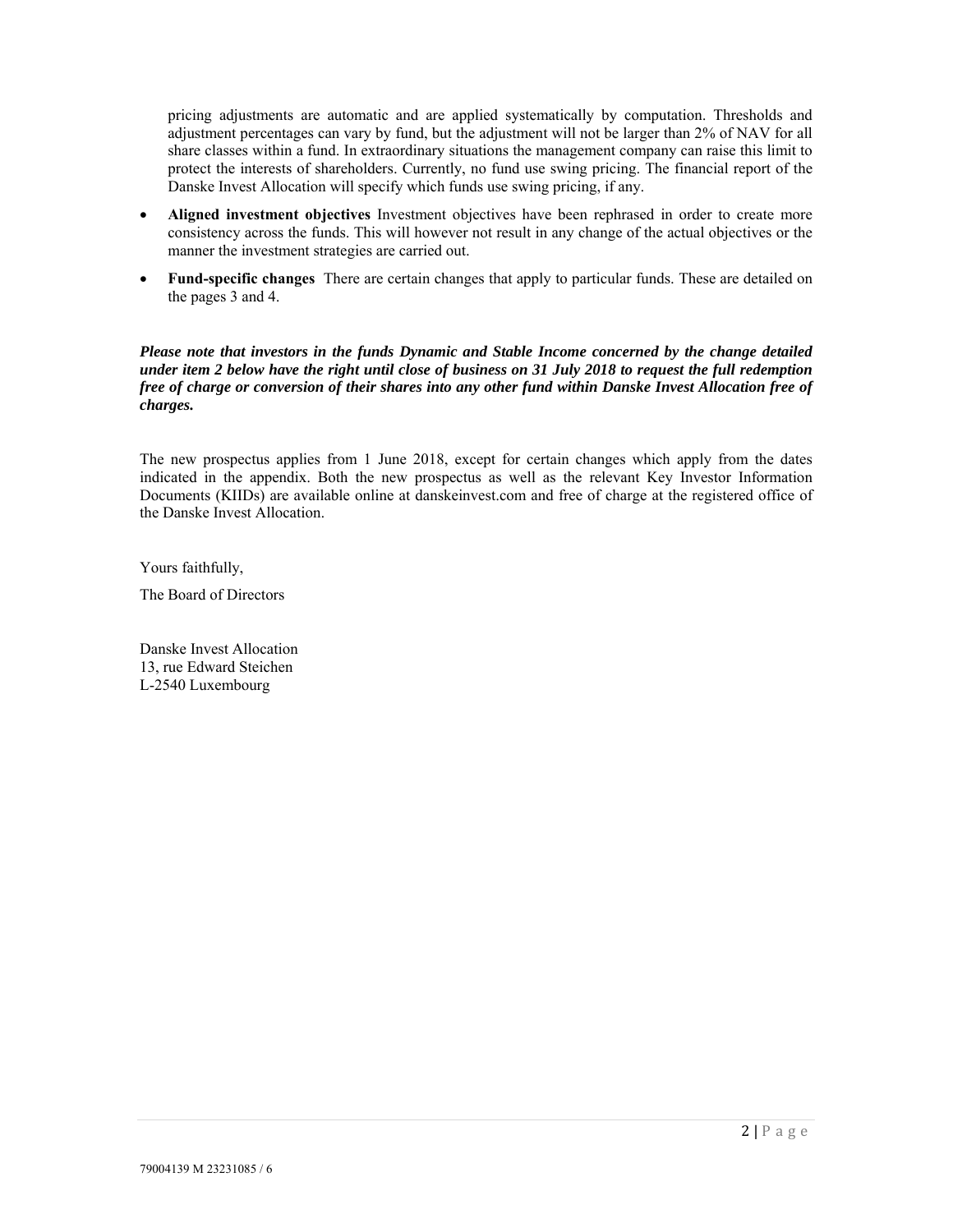pricing adjustments are automatic and are applied systematically by computation. Thresholds and adjustment percentages can vary by fund, but the adjustment will not be larger than 2% of NAV for all share classes within a fund. In extraordinary situations the management company can raise this limit to protect the interests of shareholders. Currently, no fund use swing pricing. The financial report of the Danske Invest Allocation will specify which funds use swing pricing, if any.

- **Aligned investment objectives** Investment objectives have been rephrased in order to create more consistency across the funds. This will however not result in any change of the actual objectives or the manner the investment strategies are carried out.
- **Fund-specific changes** There are certain changes that apply to particular funds. These are detailed on the pages 3 and 4.

***Please note that investors in the funds Dynamic and Stable Income concerned by the change detailed under item 2 below have the right until close of business on 31 July 2018 to request the full redemption free of charge or conversion of their shares into any other fund within Danske Invest Allocation free of charges.***

The new prospectus applies from 1 June 2018, except for certain changes which apply from the dates indicated in the appendix. Both the new prospectus as well as the relevant Key Investor Information Documents (KIIDs) are available online at danskeinvest.com and free of charge at the registered office of the Danske Invest Allocation.

Yours faithfully,

The Board of Directors

Danske Invest Allocation
13, rue Edward Steichen
L-2540 Luxembourg

79004139 M 23231085 / 6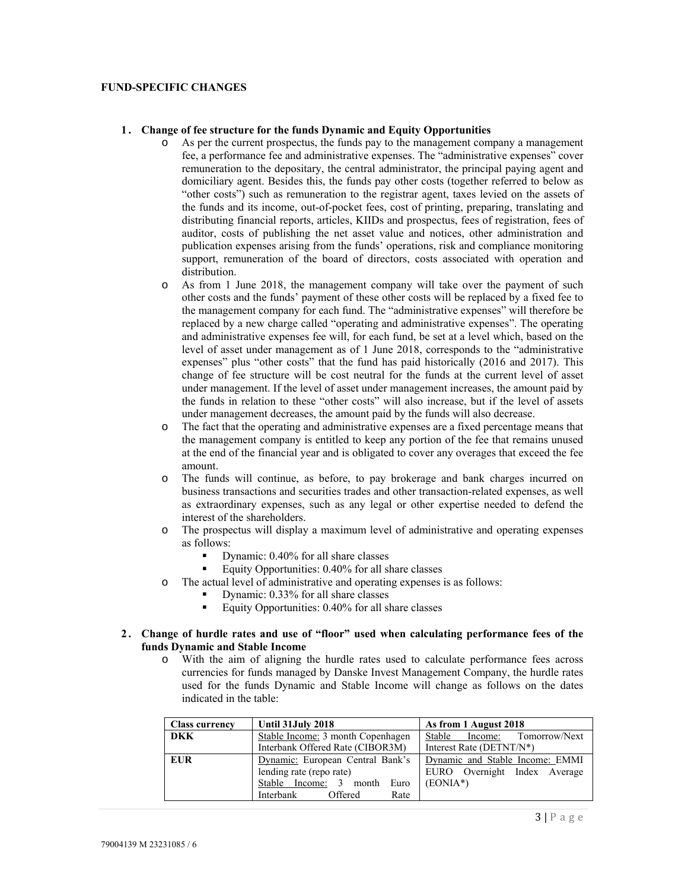**FUND-SPECIFIC CHANGES**

1. **Change of fee structure for the funds Dynamic and Equity Opportunities**
   - As per the current prospectus, the funds pay to the management company a management fee, a performance fee and administrative expenses. The "administrative expenses" cover remuneration to the depositary, the central administrator, the principal paying agent and domiciliary agent. Besides this, the funds pay other costs (together referred to below as "other costs") such as remuneration to the registrar agent, taxes levied on the assets of the funds and its income, out-of-pocket fees, cost of printing, preparing, translating and distributing financial reports, articles, KIIDs and prospectus, fees of registration, fees of auditor, costs of publishing the net asset value and notices, other administration and publication expenses arising from the funds' operations, risk and compliance monitoring support, remuneration of the board of directors, costs associated with operation and distribution.
   - As from 1 June 2018, the management company will take over the payment of such other costs and the funds' payment of these other costs will be replaced by a fixed fee to the management company for each fund. The "administrative expenses" will therefore be replaced by a new charge called "operating and administrative expenses". The operating and administrative expenses fee will, for each fund, be set at a level which, based on the level of asset under management as of 1 June 2018, corresponds to the "administrative expenses" plus "other costs" that the fund has paid historically (2016 and 2017). This change of fee structure will be cost neutral for the funds at the current level of asset under management. If the level of asset under management increases, the amount paid by the funds in relation to these "other costs" will also increase, but if the level of assets under management decreases, the amount paid by the funds will also decrease.
   - The fact that the operating and administrative expenses are a fixed percentage means that the management company is entitled to keep any portion of the fee that remains unused at the end of the financial year and is obligated to cover any overages that exceed the fee amount.
   - The funds will continue, as before, to pay brokerage and bank charges incurred on business transactions and securities trades and other transaction-related expenses, as well as extraordinary expenses, such as any legal or other expertise needed to defend the interest of the shareholders.
   - The prospectus will display a maximum level of administrative and operating expenses as follows:
     - Dynamic: 0.40% for all share classes
     - Equity Opportunities: 0.40% for all share classes
   - The actual level of administrative and operating expenses is as follows:
     - Dynamic: 0.33% for all share classes
     - Equity Opportunities: 0.40% for all share classes

2. **Change of hurdle rates and use of "floor" used when calculating performance fees of the funds Dynamic and Stable Income**
   - With the aim of aligning the hurdle rates used to calculate performance fees across currencies for funds managed by Danske Invest Management Company, the hurdle rates used for the funds Dynamic and Stable Income will change as follows on the dates indicated in the table:

| Class currency | Until 31July 2018 | As from 1 August 2018 |
|---|---|---|
| **DKK** | Stable Income: 3 month Copenhagen Interbank Offered Rate (CIBOR3M) | Stable Income: Tomorrow/Next Interest Rate (DETNT/N*) |
| **EUR** | Dynamic: European Central Bank's lending rate (repo rate) Stable Income: 3 month Euro Interbank Offered Rate | Dynamic and Stable Income: EMMI EURO Overnight Index Average (EONIA*) |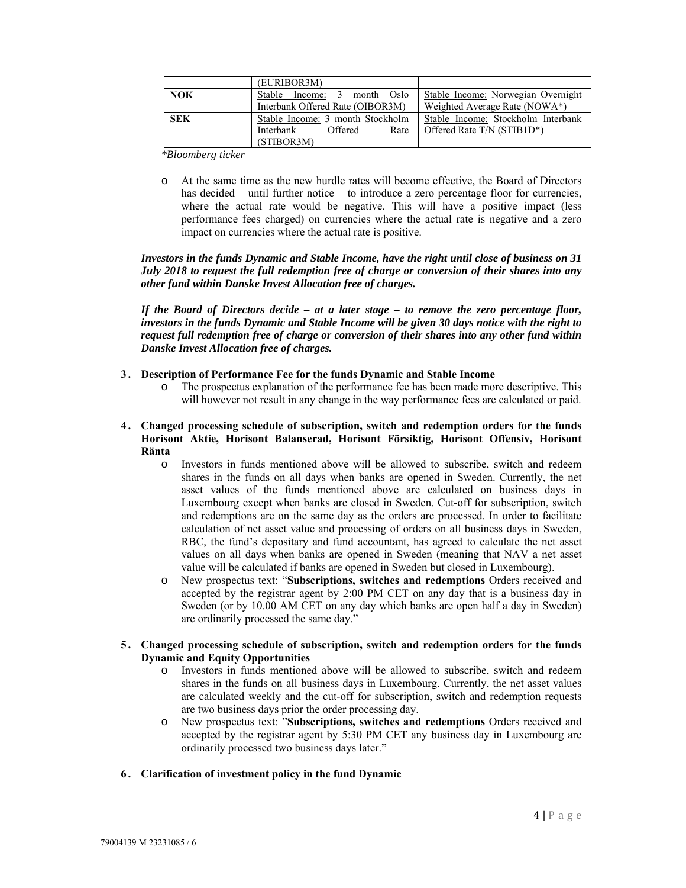| | (EURIBOR3M) | |
|---|---|---|
| **NOK** | Stable Income: 3 month Oslo Interbank Offered Rate (OIBOR3M) | Stable Income: Norwegian Overnight Weighted Average Rate (NOWA*) |
| **SEK** | Stable Income: 3 month Stockholm Interbank Offered Rate (STIBOR3M) | Stable Income: Stockholm Interbank Offered Rate T/N (STIB1D*) |

*\*Bloomberg ticker*

- At the same time as the new hurdle rates will become effective, the Board of Directors has decided – until further notice – to introduce a zero percentage floor for currencies, where the actual rate would be negative. This will have a positive impact (less performance fees charged) on currencies where the actual rate is negative and a zero impact on currencies where the actual rate is positive.

***Investors in the funds Dynamic and Stable Income, have the right until close of business on 31 July 2018 to request the full redemption free of charge or conversion of their shares into any other fund within Danske Invest Allocation free of charges.***

***If the Board of Directors decide – at a later stage – to remove the zero percentage floor, investors in the funds Dynamic and Stable Income will be given 30 days notice with the right to request full redemption free of charge or conversion of their shares into any other fund within Danske Invest Allocation free of charges.***

3. **Description of Performance Fee for the funds Dynamic and Stable Income**
   - The prospectus explanation of the performance fee has been made more descriptive. This will however not result in any change in the way performance fees are calculated or paid.

4. **Changed processing schedule of subscription, switch and redemption orders for the funds Horisont Aktie, Horisont Balanserad, Horisont Försiktig, Horisont Offensiv, Horisont Ränta**
   - Investors in funds mentioned above will be allowed to subscribe, switch and redeem shares in the funds on all days when banks are opened in Sweden. Currently, the net asset values of the funds mentioned above are calculated on business days in Luxembourg except when banks are closed in Sweden. Cut-off for subscription, switch and redemptions are on the same day as the orders are processed. In order to facilitate calculation of net asset value and processing of orders on all business days in Sweden, RBC, the fund's depositary and fund accountant, has agreed to calculate the net asset values on all days when banks are opened in Sweden (meaning that NAV a net asset value will be calculated if banks are opened in Sweden but closed in Luxembourg).
   - New prospectus text: "**Subscriptions, switches and redemptions** Orders received and accepted by the registrar agent by 2:00 PM CET on any day that is a business day in Sweden (or by 10.00 AM CET on any day which banks are open half a day in Sweden) are ordinarily processed the same day."

5. **Changed processing schedule of subscription, switch and redemption orders for the funds Dynamic and Equity Opportunities**
   - Investors in funds mentioned above will be allowed to subscribe, switch and redeem shares in the funds on all business days in Luxembourg. Currently, the net asset values are calculated weekly and the cut-off for subscription, switch and redemption requests are two business days prior the order processing day.
   - New prospectus text: "**Subscriptions, switches and redemptions** Orders received and accepted by the registrar agent by 5:30 PM CET any business day in Luxembourg are ordinarily processed two business days later."

6. **Clarification of investment policy in the fund Dynamic**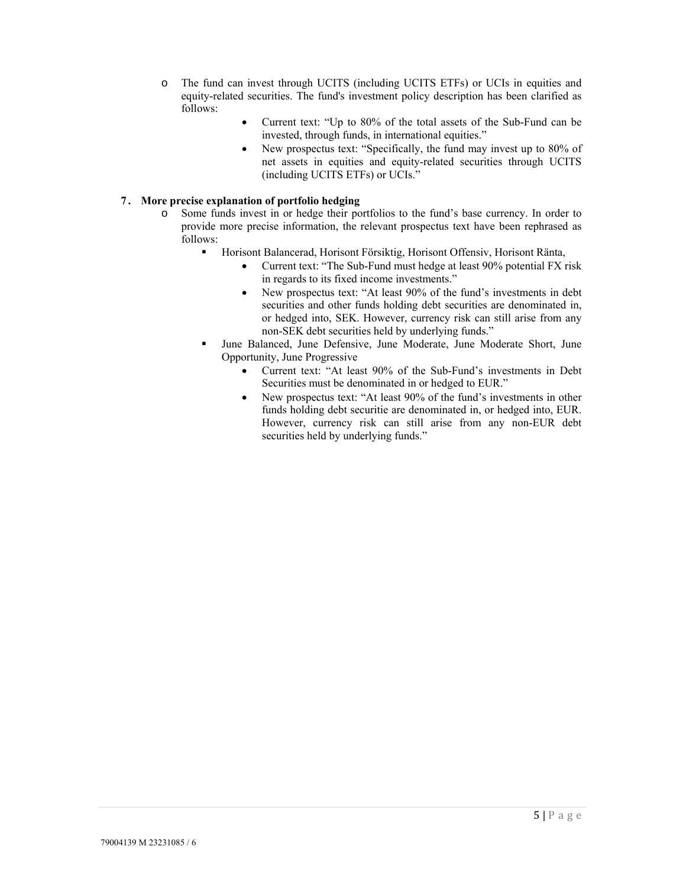- The fund can invest through UCITS (including UCITS ETFs) or UCIs in equities and equity-related securities. The fund's investment policy description has been clarified as follows:
    - Current text: "Up to 80% of the total assets of the Sub-Fund can be invested, through funds, in international equities."
    - New prospectus text: "Specifically, the fund may invest up to 80% of net assets in equities and equity-related securities through UCITS (including UCITS ETFs) or UCIs."

**7. More precise explanation of portfolio hedging**

- Some funds invest in or hedge their portfolios to the fund's base currency. In order to provide more precise information, the relevant prospectus text have been rephrased as follows:
    - Horisont Balancerad, Horisont Försiktig, Horisont Offensiv, Horisont Ränta,
        - Current text: "The Sub-Fund must hedge at least 90% potential FX risk in regards to its fixed income investments."
        - New prospectus text: "At least 90% of the fund's investments in debt securities and other funds holding debt securities are denominated in, or hedged into, SEK. However, currency risk can still arise from any non-SEK debt securities held by underlying funds."
    - June Balanced, June Defensive, June Moderate, June Moderate Short, June Opportunity, June Progressive
        - Current text: "At least 90% of the Sub-Fund's investments in Debt Securities must be denominated in or hedged to EUR."
        - New prospectus text: "At least 90% of the fund's investments in other funds holding debt securitie are denominated in, or hedged into, EUR. However, currency risk can still arise from any non-EUR debt securities held by underlying funds."

79004139 M 23231085 / 6